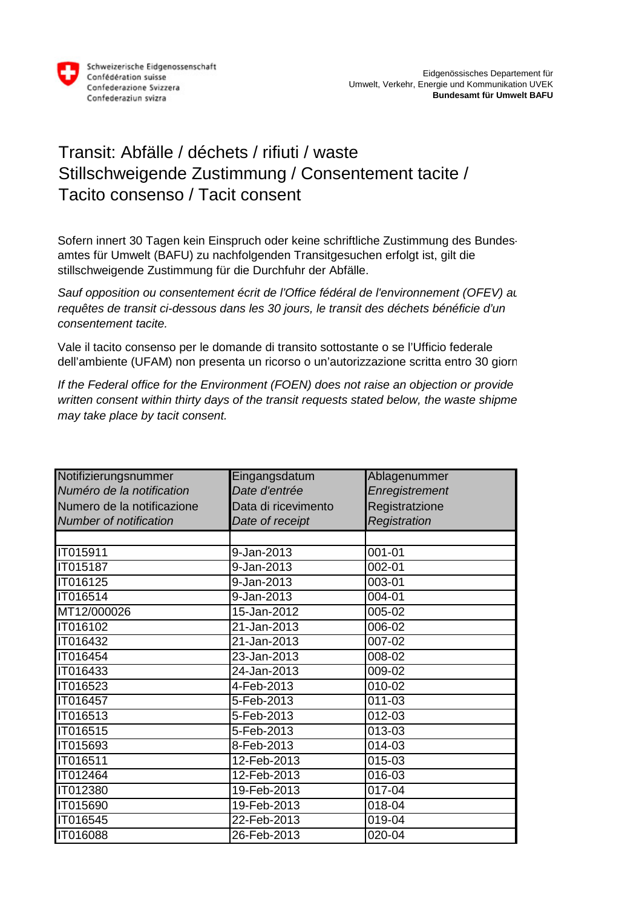Schweizerische Eidgenossenschaft
Confédération suisse
Confederazione Svizzera
Confederaziun svizra

Eidgenössisches Departement für Umwelt, Verkehr, Energie und Kommunikation UVEK
**Bundesamt für Umwelt BAFU**

# Transit: Abfälle / déchets / rifiuti / waste
# Stillschweigende Zustimmung / Consentement tacite / Tacito consenso / Tacit consent

Sofern innert 30 Tagen kein Einspruch oder keine schriftliche Zustimmung des Bundesamtes für Umwelt (BAFU) zu nachfolgenden Transitgesuchen erfolgt ist, gilt die stillschweigende Zustimmung für die Durchfuhr der Abfälle.

*Sauf opposition ou consentement écrit de l'Office fédéral de l'environnement (OFEV) au requêtes de transit ci-dessous dans les 30 jours, le transit des déchets bénéficie d'un consentement tacite.*

Vale il tacito consenso per le domande di transito sottostante o se l'Ufficio federale dell'ambiente (UFAM) non presenta un ricorso o un'autorizzazione scritta entro 30 giorn

*If the Federal office for the Environment (FOEN) does not raise an objection or provide written consent within thirty days of the transit requests stated below, the waste shipme may take place by tacit consent.*

| Notifizierungsnummer<br>*Numéro de la notification*<br>Numero de la notificazione<br>*Number of notification* | Eingangsdatum<br>*Date d'entrée*<br>Data di ricevimento<br>*Date of receipt* | Ablagenummer<br>*Enregistrement*<br>Registratzione<br>*Registration* |
|---|---|---|
| | | |
| IT015911 | 9-Jan-2013 | 001-01 |
| IT015187 | 9-Jan-2013 | 002-01 |
| IT016125 | 9-Jan-2013 | 003-01 |
| IT016514 | 9-Jan-2013 | 004-01 |
| MT12/000026 | 15-Jan-2012 | 005-02 |
| IT016102 | 21-Jan-2013 | 006-02 |
| IT016432 | 21-Jan-2013 | 007-02 |
| IT016454 | 23-Jan-2013 | 008-02 |
| IT016433 | 24-Jan-2013 | 009-02 |
| IT016523 | 4-Feb-2013 | 010-02 |
| IT016457 | 5-Feb-2013 | 011-03 |
| IT016513 | 5-Feb-2013 | 012-03 |
| IT016515 | 5-Feb-2013 | 013-03 |
| IT015693 | 8-Feb-2013 | 014-03 |
| IT016511 | 12-Feb-2013 | 015-03 |
| IT012464 | 12-Feb-2013 | 016-03 |
| IT012380 | 19-Feb-2013 | 017-04 |
| IT015690 | 19-Feb-2013 | 018-04 |
| IT016545 | 22-Feb-2013 | 019-04 |
| IT016088 | 26-Feb-2013 | 020-04 |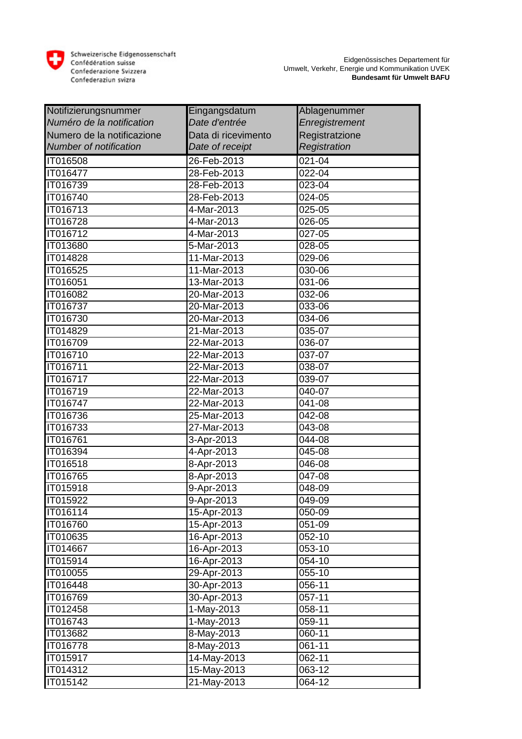Schweizerische Eidgenossenschaft
Confédération suisse
Confederazione Svizzera
Confederaziun svizra

Eidgenössisches Departement für Umwelt, Verkehr, Energie und Kommunikation UVEK
**Bundesamt für Umwelt BAFU**

| Notifizierungsnummer<br>*Numéro de la notification*<br>Numero de la notificazione<br>*Number of notification* | Eingangsdatum<br>*Date d'entrée*<br>Data di ricevimento<br>*Date of receipt* | Ablagenummer<br>*Enregistrement*<br>Registratzione<br>*Registration* |
|---|---|---|
| IT016508 | 26-Feb-2013 | 021-04 |
| IT016477 | 28-Feb-2013 | 022-04 |
| IT016739 | 28-Feb-2013 | 023-04 |
| IT016740 | 28-Feb-2013 | 024-05 |
| IT016713 | 4-Mar-2013 | 025-05 |
| IT016728 | 4-Mar-2013 | 026-05 |
| IT016712 | 4-Mar-2013 | 027-05 |
| IT013680 | 5-Mar-2013 | 028-05 |
| IT014828 | 11-Mar-2013 | 029-06 |
| IT016525 | 11-Mar-2013 | 030-06 |
| IT016051 | 13-Mar-2013 | 031-06 |
| IT016082 | 20-Mar-2013 | 032-06 |
| IT016737 | 20-Mar-2013 | 033-06 |
| IT016730 | 20-Mar-2013 | 034-06 |
| IT014829 | 21-Mar-2013 | 035-07 |
| IT016709 | 22-Mar-2013 | 036-07 |
| IT016710 | 22-Mar-2013 | 037-07 |
| IT016711 | 22-Mar-2013 | 038-07 |
| IT016717 | 22-Mar-2013 | 039-07 |
| IT016719 | 22-Mar-2013 | 040-07 |
| IT016747 | 22-Mar-2013 | 041-08 |
| IT016736 | 25-Mar-2013 | 042-08 |
| IT016733 | 27-Mar-2013 | 043-08 |
| IT016761 | 3-Apr-2013 | 044-08 |
| IT016394 | 4-Apr-2013 | 045-08 |
| IT016518 | 8-Apr-2013 | 046-08 |
| IT016765 | 8-Apr-2013 | 047-08 |
| IT015918 | 9-Apr-2013 | 048-09 |
| IT015922 | 9-Apr-2013 | 049-09 |
| IT016114 | 15-Apr-2013 | 050-09 |
| IT016760 | 15-Apr-2013 | 051-09 |
| IT010635 | 16-Apr-2013 | 052-10 |
| IT014667 | 16-Apr-2013 | 053-10 |
| IT015914 | 16-Apr-2013 | 054-10 |
| IT010055 | 29-Apr-2013 | 055-10 |
| IT016448 | 30-Apr-2013 | 056-11 |
| IT016769 | 30-Apr-2013 | 057-11 |
| IT012458 | 1-May-2013 | 058-11 |
| IT016743 | 1-May-2013 | 059-11 |
| IT013682 | 8-May-2013 | 060-11 |
| IT016778 | 8-May-2013 | 061-11 |
| IT015917 | 14-May-2013 | 062-11 |
| IT014312 | 15-May-2013 | 063-12 |
| IT015142 | 21-May-2013 | 064-12 |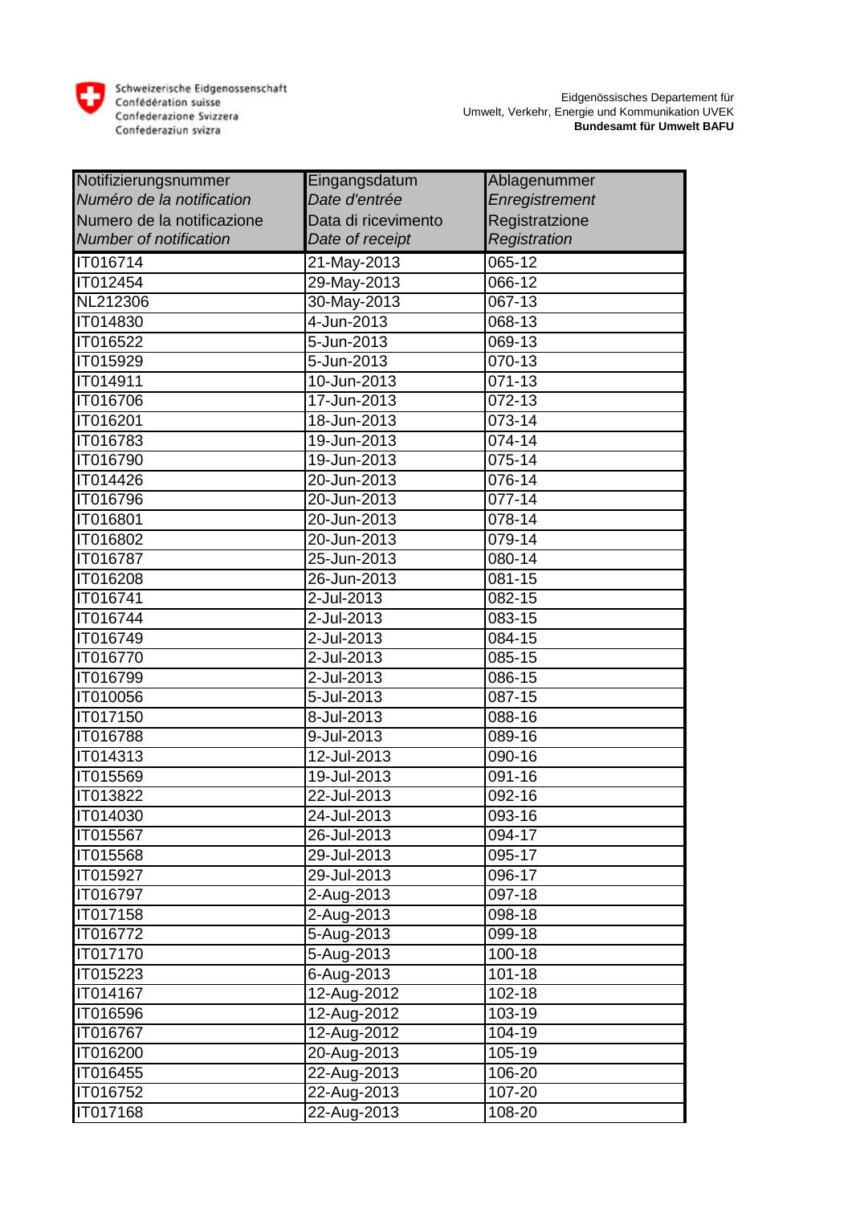Schweizerische Eidgenossenschaft
Confédération suisse
Confederazione Svizzera
Confederaziun svizra

Eidgenössisches Departement für Umwelt, Verkehr, Energie und Kommunikation UVEK
**Bundesamt für Umwelt BAFU**

| Notifizierungsnummer<br>*Numéro de la notification*<br>Numero de la notificazione<br>*Number of notification* | Eingangsdatum<br>*Date d'entrée*<br>Data di ricevimento<br>*Date of receipt* | Ablagenummer<br>*Enregistrement*<br>Registratzione<br>*Registration* |
|---|---|---|
| IT016714 | 21-May-2013 | 065-12 |
| IT012454 | 29-May-2013 | 066-12 |
| NL212306 | 30-May-2013 | 067-13 |
| IT014830 | 4-Jun-2013 | 068-13 |
| IT016522 | 5-Jun-2013 | 069-13 |
| IT015929 | 5-Jun-2013 | 070-13 |
| IT014911 | 10-Jun-2013 | 071-13 |
| IT016706 | 17-Jun-2013 | 072-13 |
| IT016201 | 18-Jun-2013 | 073-14 |
| IT016783 | 19-Jun-2013 | 074-14 |
| IT016790 | 19-Jun-2013 | 075-14 |
| IT014426 | 20-Jun-2013 | 076-14 |
| IT016796 | 20-Jun-2013 | 077-14 |
| IT016801 | 20-Jun-2013 | 078-14 |
| IT016802 | 20-Jun-2013 | 079-14 |
| IT016787 | 25-Jun-2013 | 080-14 |
| IT016208 | 26-Jun-2013 | 081-15 |
| IT016741 | 2-Jul-2013 | 082-15 |
| IT016744 | 2-Jul-2013 | 083-15 |
| IT016749 | 2-Jul-2013 | 084-15 |
| IT016770 | 2-Jul-2013 | 085-15 |
| IT016799 | 2-Jul-2013 | 086-15 |
| IT010056 | 5-Jul-2013 | 087-15 |
| IT017150 | 8-Jul-2013 | 088-16 |
| IT016788 | 9-Jul-2013 | 089-16 |
| IT014313 | 12-Jul-2013 | 090-16 |
| IT015569 | 19-Jul-2013 | 091-16 |
| IT013822 | 22-Jul-2013 | 092-16 |
| IT014030 | 24-Jul-2013 | 093-16 |
| IT015567 | 26-Jul-2013 | 094-17 |
| IT015568 | 29-Jul-2013 | 095-17 |
| IT015927 | 29-Jul-2013 | 096-17 |
| IT016797 | 2-Aug-2013 | 097-18 |
| IT017158 | 2-Aug-2013 | 098-18 |
| IT016772 | 5-Aug-2013 | 099-18 |
| IT017170 | 5-Aug-2013 | 100-18 |
| IT015223 | 6-Aug-2013 | 101-18 |
| IT014167 | 12-Aug-2012 | 102-18 |
| IT016596 | 12-Aug-2012 | 103-19 |
| IT016767 | 12-Aug-2012 | 104-19 |
| IT016200 | 20-Aug-2013 | 105-19 |
| IT016455 | 22-Aug-2013 | 106-20 |
| IT016752 | 22-Aug-2013 | 107-20 |
| IT017168 | 22-Aug-2013 | 108-20 |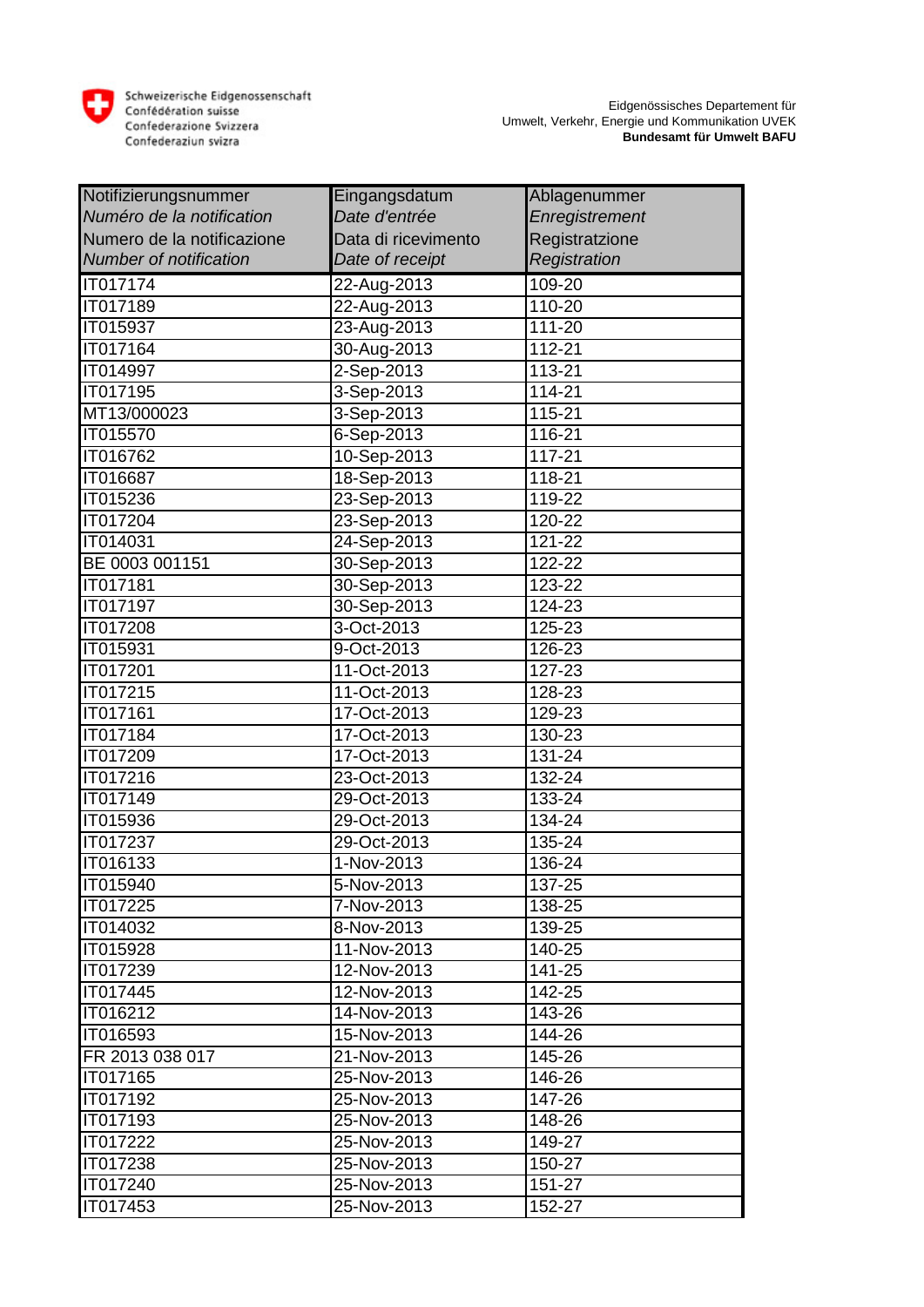Schweizerische Eidgenossenschaft
Confédération suisse
Confederazione Svizzera
Confederaziun svizra

Eidgenössisches Departement für Umwelt, Verkehr, Energie und Kommunikation UVEK
**Bundesamt für Umwelt BAFU**

| Notifizierungsnummer<br>*Numéro de la notification*<br>Numero de la notificazione<br>*Number of notification* | Eingangsdatum<br>*Date d'entrée*<br>Data di ricevimento<br>*Date of receipt* | Ablagenummer<br>*Enregistrement*<br>Registratzione<br>*Registration* |
|---|---|---|
| IT017174 | 22-Aug-2013 | 109-20 |
| IT017189 | 22-Aug-2013 | 110-20 |
| IT015937 | 23-Aug-2013 | 111-20 |
| IT017164 | 30-Aug-2013 | 112-21 |
| IT014997 | 2-Sep-2013 | 113-21 |
| IT017195 | 3-Sep-2013 | 114-21 |
| MT13/000023 | 3-Sep-2013 | 115-21 |
| IT015570 | 6-Sep-2013 | 116-21 |
| IT016762 | 10-Sep-2013 | 117-21 |
| IT016687 | 18-Sep-2013 | 118-21 |
| IT015236 | 23-Sep-2013 | 119-22 |
| IT017204 | 23-Sep-2013 | 120-22 |
| IT014031 | 24-Sep-2013 | 121-22 |
| BE 0003 001151 | 30-Sep-2013 | 122-22 |
| IT017181 | 30-Sep-2013 | 123-22 |
| IT017197 | 30-Sep-2013 | 124-23 |
| IT017208 | 3-Oct-2013 | 125-23 |
| IT015931 | 9-Oct-2013 | 126-23 |
| IT017201 | 11-Oct-2013 | 127-23 |
| IT017215 | 11-Oct-2013 | 128-23 |
| IT017161 | 17-Oct-2013 | 129-23 |
| IT017184 | 17-Oct-2013 | 130-23 |
| IT017209 | 17-Oct-2013 | 131-24 |
| IT017216 | 23-Oct-2013 | 132-24 |
| IT017149 | 29-Oct-2013 | 133-24 |
| IT015936 | 29-Oct-2013 | 134-24 |
| IT017237 | 29-Oct-2013 | 135-24 |
| IT016133 | 1-Nov-2013 | 136-24 |
| IT015940 | 5-Nov-2013 | 137-25 |
| IT017225 | 7-Nov-2013 | 138-25 |
| IT014032 | 8-Nov-2013 | 139-25 |
| IT015928 | 11-Nov-2013 | 140-25 |
| IT017239 | 12-Nov-2013 | 141-25 |
| IT017445 | 12-Nov-2013 | 142-25 |
| IT016212 | 14-Nov-2013 | 143-26 |
| IT016593 | 15-Nov-2013 | 144-26 |
| FR 2013 038 017 | 21-Nov-2013 | 145-26 |
| IT017165 | 25-Nov-2013 | 146-26 |
| IT017192 | 25-Nov-2013 | 147-26 |
| IT017193 | 25-Nov-2013 | 148-26 |
| IT017222 | 25-Nov-2013 | 149-27 |
| IT017238 | 25-Nov-2013 | 150-27 |
| IT017240 | 25-Nov-2013 | 151-27 |
| IT017453 | 25-Nov-2013 | 152-27 |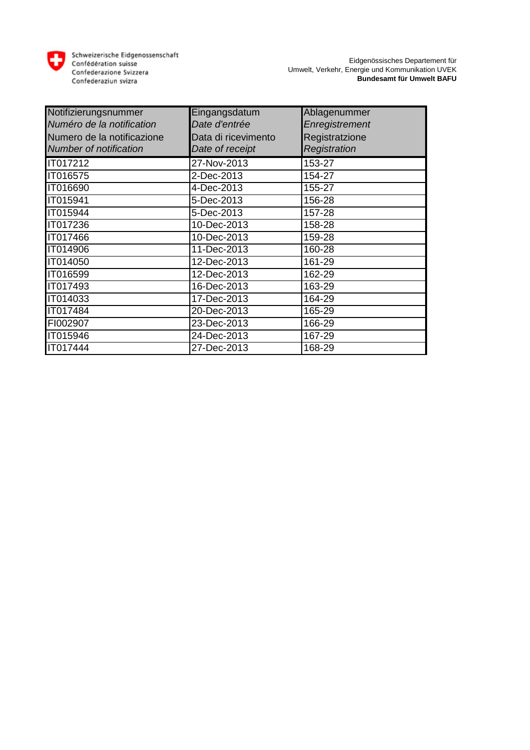Schweizerische Eidgenossenschaft
Confédération suisse
Confederazione Svizzera
Confederaziun svizra

Eidgenössisches Departement für
Umwelt, Verkehr, Energie und Kommunikation UVEK
**Bundesamt für Umwelt BAFU**

| Notifizierungsnummer<br>*Numéro de la notification*<br>Numero de la notificazione<br>*Number of notification* | Eingangsdatum<br>*Date d'entrée*<br>Data di ricevimento<br>*Date of receipt* | Ablagenummer<br>*Enregistrement*<br>Registratzione<br>*Registration* |
|---|---|---|
| IT017212 | 27-Nov-2013 | 153-27 |
| IT016575 | 2-Dec-2013 | 154-27 |
| IT016690 | 4-Dec-2013 | 155-27 |
| IT015941 | 5-Dec-2013 | 156-28 |
| IT015944 | 5-Dec-2013 | 157-28 |
| IT017236 | 10-Dec-2013 | 158-28 |
| IT017466 | 10-Dec-2013 | 159-28 |
| IT014906 | 11-Dec-2013 | 160-28 |
| IT014050 | 12-Dec-2013 | 161-29 |
| IT016599 | 12-Dec-2013 | 162-29 |
| IT017493 | 16-Dec-2013 | 163-29 |
| IT014033 | 17-Dec-2013 | 164-29 |
| IT017484 | 20-Dec-2013 | 165-29 |
| FI002907 | 23-Dec-2013 | 166-29 |
| IT015946 | 24-Dec-2013 | 167-29 |
| IT017444 | 27-Dec-2013 | 168-29 |